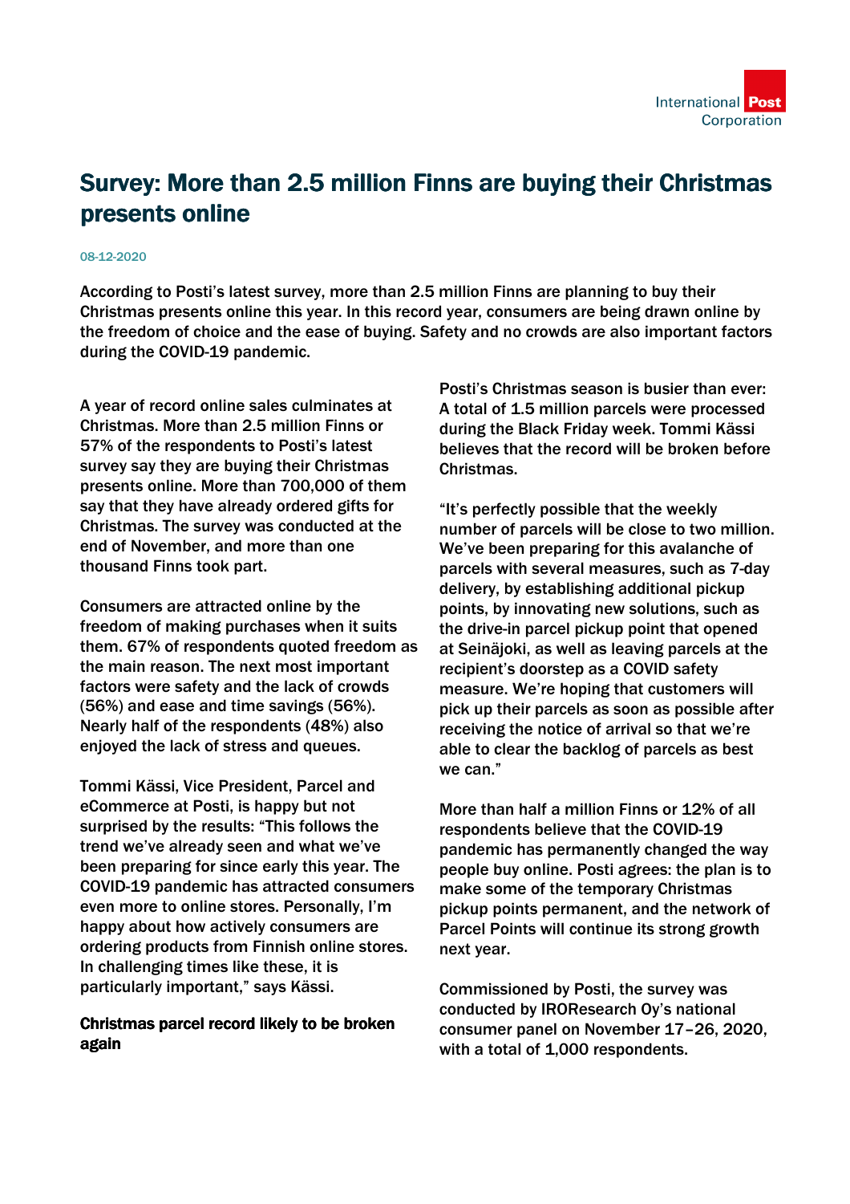# Survey: More than 2.5 million Finns are buying their Christmas presents online

08-12-2020

According to Posti's latest survey, more than 2.5 million Finns are planning to buy their Christmas presents online this year. In this record year, consumers are being drawn online by the freedom of choice and the ease of buying. Safety and no crowds are also important factors during the COVID-19 pandemic.

A year of record online sales culminates at Christmas. More than 2.5 million Finns or 57% of the respondents to Posti's latest survey say they are buying their Christmas presents online. More than 700,000 of them say that they have already ordered gifts for Christmas. The survey was conducted at the end of November, and more than one thousand Finns took part.

Consumers are attracted online by the freedom of making purchases when it suits them. 67% of respondents quoted freedom as the main reason. The next most important factors were safety and the lack of crowds (56%) and ease and time savings (56%). Nearly half of the respondents (48%) also enjoyed the lack of stress and queues.

Tommi Kässi, Vice President, Parcel and eCommerce at Posti, is happy but not surprised by the results: "This follows the trend we've already seen and what we've been preparing for since early this year. The COVID-19 pandemic has attracted consumers even more to online stores. Personally, I'm happy about how actively consumers are ordering products from Finnish online stores. In challenging times like these, it is particularly important," says Kässi.

## Christmas parcel record likely to be broken again

Posti's Christmas season is busier than ever: A total of 1.5 million parcels were processed during the Black Friday week. Tommi Kässi believes that the record will be broken before Christmas.

"It's perfectly possible that the weekly number of parcels will be close to two million. We've been preparing for this avalanche of parcels with several measures, such as 7-day delivery, by establishing additional pickup points, by innovating new solutions, such as the drive-in parcel pickup point that opened at Seinäjoki, as well as leaving parcels at the recipient's doorstep as a COVID safety measure. We're hoping that customers will pick up their parcels as soon as possible after receiving the notice of arrival so that we're able to clear the backlog of parcels as best we can."

More than half a million Finns or 12% of all respondents believe that the COVID-19 pandemic has permanently changed the way people buy online. Posti agrees: the plan is to make some of the temporary Christmas pickup points permanent, and the network of Parcel Points will continue its strong growth next year.

Commissioned by Posti, the survey was conducted by IROResearch Oy's national consumer panel on November 17–26, 2020, with a total of 1,000 respondents.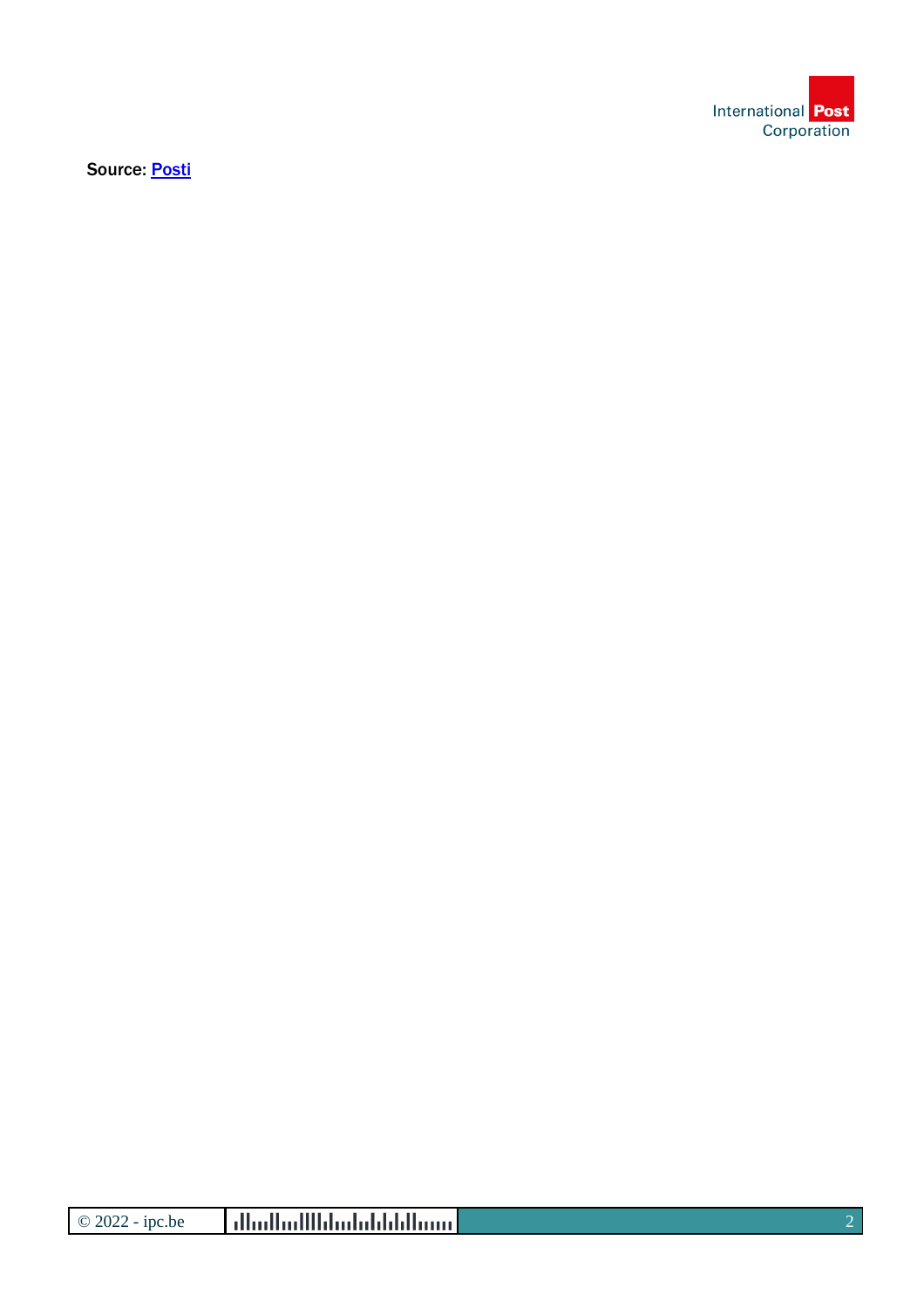**Source: Posti**